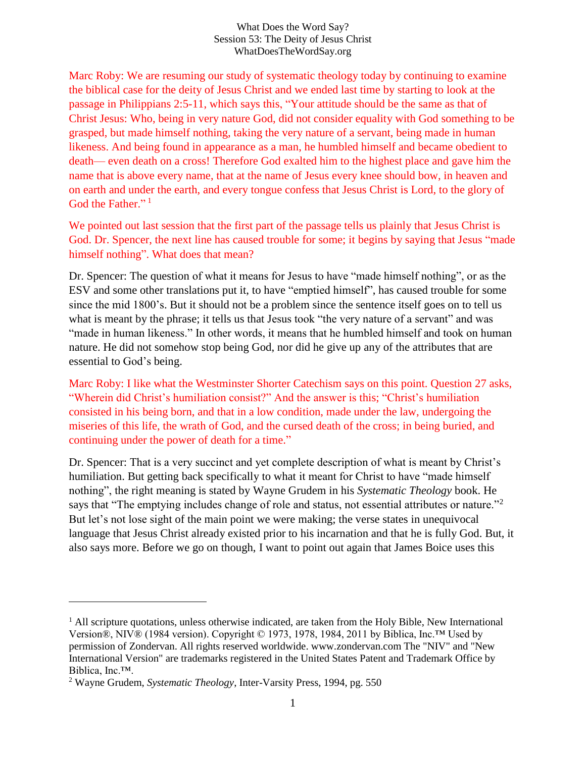What Does the Word Say?
Session 53: The Deity of Jesus Christ
WhatDoesTheWordSay.org

Marc Roby: We are resuming our study of systematic theology today by continuing to examine the biblical case for the deity of Jesus Christ and we ended last time by starting to look at the passage in Philippians 2:5-11, which says this, "Your attitude should be the same as that of Christ Jesus: Who, being in very nature God, did not consider equality with God something to be grasped, but made himself nothing, taking the very nature of a servant, being made in human likeness. And being found in appearance as a man, he humbled himself and became obedient to death— even death on a cross! Therefore God exalted him to the highest place and gave him the name that is above every name, that at the name of Jesus every knee should bow, in heaven and on earth and under the earth, and every tongue confess that Jesus Christ is Lord, to the glory of God the Father." [1]

We pointed out last session that the first part of the passage tells us plainly that Jesus Christ is God. Dr. Spencer, the next line has caused trouble for some; it begins by saying that Jesus "made himself nothing". What does that mean?

Dr. Spencer: The question of what it means for Jesus to have "made himself nothing", or as the ESV and some other translations put it, to have "emptied himself", has caused trouble for some since the mid 1800's. But it should not be a problem since the sentence itself goes on to tell us what is meant by the phrase; it tells us that Jesus took "the very nature of a servant" and was "made in human likeness." In other words, it means that he humbled himself and took on human nature. He did not somehow stop being God, nor did he give up any of the attributes that are essential to God's being.

Marc Roby: I like what the Westminster Shorter Catechism says on this point. Question 27 asks, "Wherein did Christ's humiliation consist?" And the answer is this; "Christ's humiliation consisted in his being born, and that in a low condition, made under the law, undergoing the miseries of this life, the wrath of God, and the cursed death of the cross; in being buried, and continuing under the power of death for a time."

Dr. Spencer: That is a very succinct and yet complete description of what is meant by Christ's humiliation. But getting back specifically to what it meant for Christ to have "made himself nothing", the right meaning is stated by Wayne Grudem in his *Systematic Theology* book. He says that "The emptying includes change of role and status, not essential attributes or nature."[2] But let's not lose sight of the main point we were making; the verse states in unequivocal language that Jesus Christ already existed prior to his incarnation and that he is fully God. But, it also says more. Before we go on though, I want to point out again that James Boice uses this

---

[1] All scripture quotations, unless otherwise indicated, are taken from the Holy Bible, New International Version®, NIV® (1984 version). Copyright © 1973, 1978, 1984, 2011 by Biblica, Inc.™ Used by permission of Zondervan. All rights reserved worldwide. www.zondervan.com The "NIV" and "New International Version" are trademarks registered in the United States Patent and Trademark Office by Biblica, Inc.™.

[2] Wayne Grudem, *Systematic Theology*, Inter-Varsity Press, 1994, pg. 550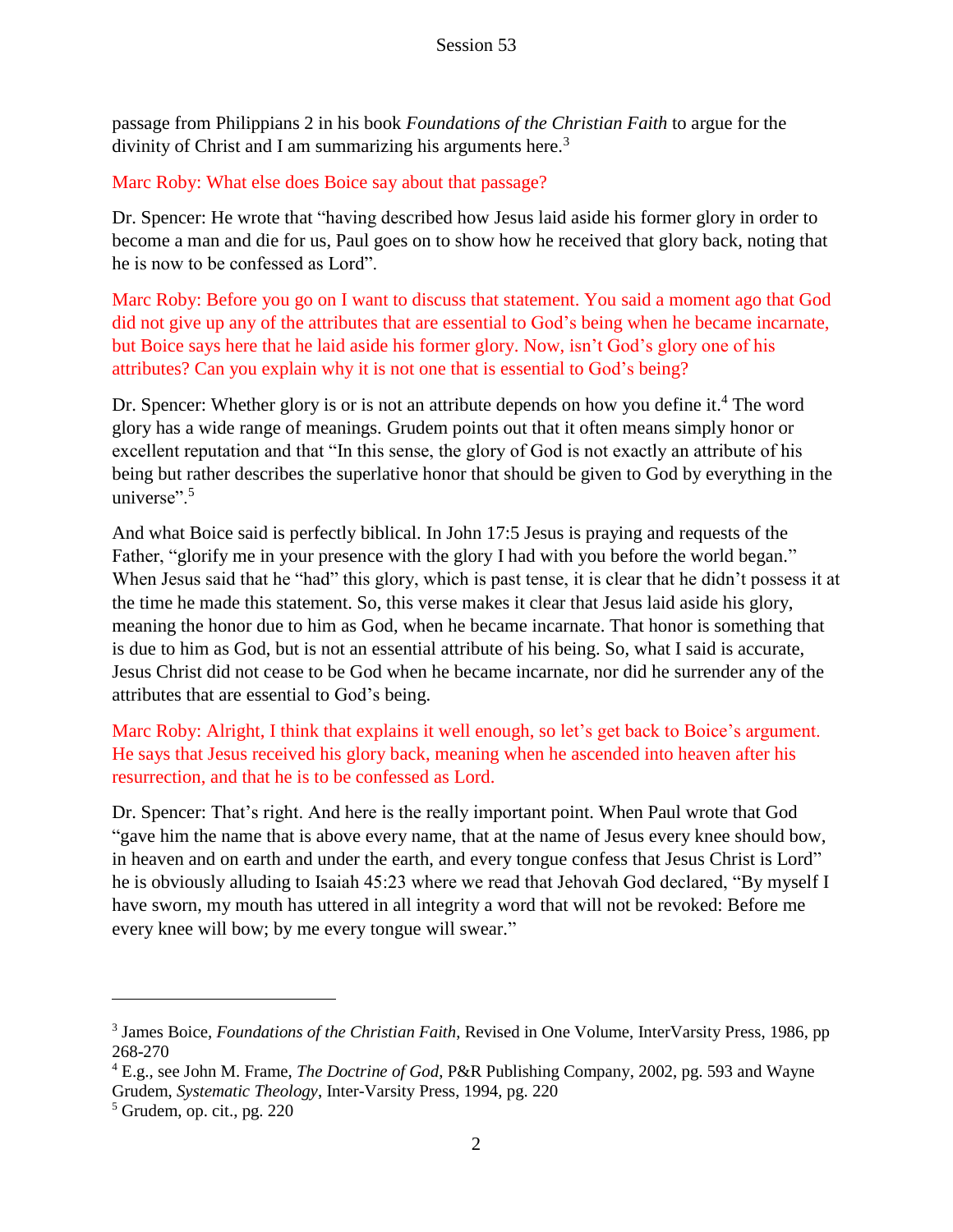passage from Philippians 2 in his book *Foundations of the Christian Faith* to argue for the divinity of Christ and I am summarizing his arguments here.[3]

Marc Roby: What else does Boice say about that passage?

Dr. Spencer: He wrote that "having described how Jesus laid aside his former glory in order to become a man and die for us, Paul goes on to show how he received that glory back, noting that he is now to be confessed as Lord".

Marc Roby: Before you go on I want to discuss that statement. You said a moment ago that God did not give up any of the attributes that are essential to God's being when he became incarnate, but Boice says here that he laid aside his former glory. Now, isn't God's glory one of his attributes? Can you explain why it is not one that is essential to God's being?

Dr. Spencer: Whether glory is or is not an attribute depends on how you define it.[4] The word glory has a wide range of meanings. Grudem points out that it often means simply honor or excellent reputation and that "In this sense, the glory of God is not exactly an attribute of his being but rather describes the superlative honor that should be given to God by everything in the universe".[5]

And what Boice said is perfectly biblical. In John 17:5 Jesus is praying and requests of the Father, "glorify me in your presence with the glory I had with you before the world began." When Jesus said that he "had" this glory, which is past tense, it is clear that he didn't possess it at the time he made this statement. So, this verse makes it clear that Jesus laid aside his glory, meaning the honor due to him as God, when he became incarnate. That honor is something that is due to him as God, but is not an essential attribute of his being. So, what I said is accurate, Jesus Christ did not cease to be God when he became incarnate, nor did he surrender any of the attributes that are essential to God's being.

Marc Roby: Alright, I think that explains it well enough, so let's get back to Boice's argument. He says that Jesus received his glory back, meaning when he ascended into heaven after his resurrection, and that he is to be confessed as Lord.

Dr. Spencer: That's right. And here is the really important point. When Paul wrote that God "gave him the name that is above every name, that at the name of Jesus every knee should bow, in heaven and on earth and under the earth, and every tongue confess that Jesus Christ is Lord" he is obviously alluding to Isaiah 45:23 where we read that Jehovah God declared, "By myself I have sworn, my mouth has uttered in all integrity a word that will not be revoked: Before me every knee will bow; by me every tongue will swear."

---

[3] James Boice, *Foundations of the Christian Faith*, Revised in One Volume, InterVarsity Press, 1986, pp 268-270

[4] E.g., see John M. Frame, *The Doctrine of God*, P&R Publishing Company, 2002, pg. 593 and Wayne Grudem, *Systematic Theology*, Inter-Varsity Press, 1994, pg. 220

[5] Grudem, op. cit., pg. 220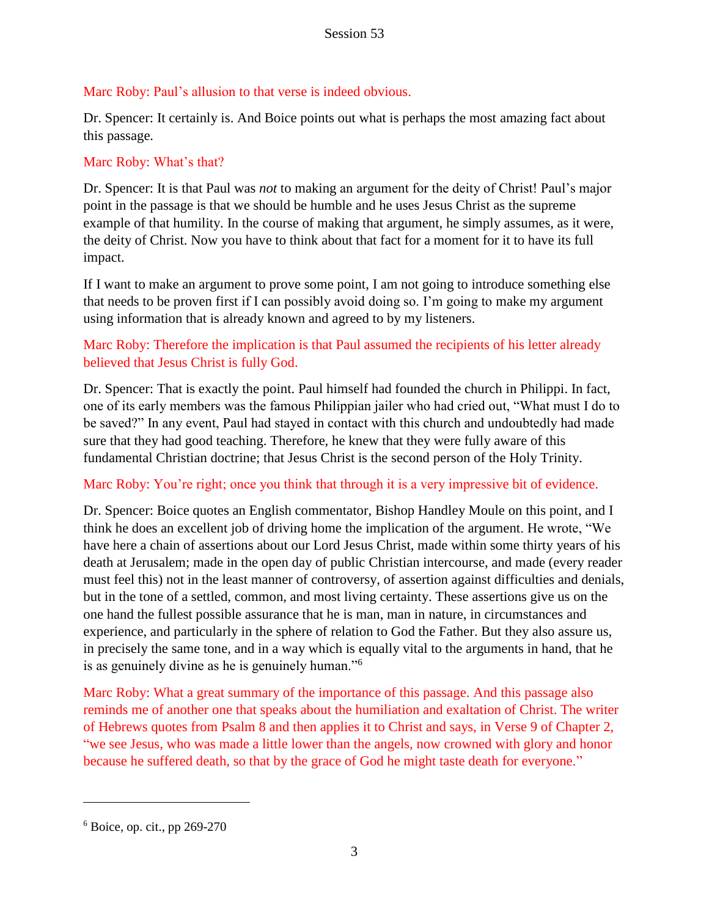Marc Roby: Paul's allusion to that verse is indeed obvious.

Dr. Spencer: It certainly is. And Boice points out what is perhaps the most amazing fact about this passage.

Marc Roby: What's that?

Dr. Spencer: It is that Paul was *not* to making an argument for the deity of Christ! Paul's major point in the passage is that we should be humble and he uses Jesus Christ as the supreme example of that humility. In the course of making that argument, he simply assumes, as it were, the deity of Christ. Now you have to think about that fact for a moment for it to have its full impact.

If I want to make an argument to prove some point, I am not going to introduce something else that needs to be proven first if I can possibly avoid doing so. I'm going to make my argument using information that is already known and agreed to by my listeners.

Marc Roby: Therefore the implication is that Paul assumed the recipients of his letter already believed that Jesus Christ is fully God.

Dr. Spencer: That is exactly the point. Paul himself had founded the church in Philippi. In fact, one of its early members was the famous Philippian jailer who had cried out, "What must I do to be saved?" In any event, Paul had stayed in contact with this church and undoubtedly had made sure that they had good teaching. Therefore, he knew that they were fully aware of this fundamental Christian doctrine; that Jesus Christ is the second person of the Holy Trinity.

Marc Roby: You're right; once you think that through it is a very impressive bit of evidence.

Dr. Spencer: Boice quotes an English commentator, Bishop Handley Moule on this point, and I think he does an excellent job of driving home the implication of the argument. He wrote, "We have here a chain of assertions about our Lord Jesus Christ, made within some thirty years of his death at Jerusalem; made in the open day of public Christian intercourse, and made (every reader must feel this) not in the least manner of controversy, of assertion against difficulties and denials, but in the tone of a settled, common, and most living certainty. These assertions give us on the one hand the fullest possible assurance that he is man, man in nature, in circumstances and experience, and particularly in the sphere of relation to God the Father. But they also assure us, in precisely the same tone, and in a way which is equally vital to the arguments in hand, that he is as genuinely divine as he is genuinely human."[6]

Marc Roby: What a great summary of the importance of this passage. And this passage also reminds me of another one that speaks about the humiliation and exaltation of Christ. The writer of Hebrews quotes from Psalm 8 and then applies it to Christ and says, in Verse 9 of Chapter 2, "we see Jesus, who was made a little lower than the angels, now crowned with glory and honor because he suffered death, so that by the grace of God he might taste death for everyone."

---

[6] Boice, op. cit., pp 269-270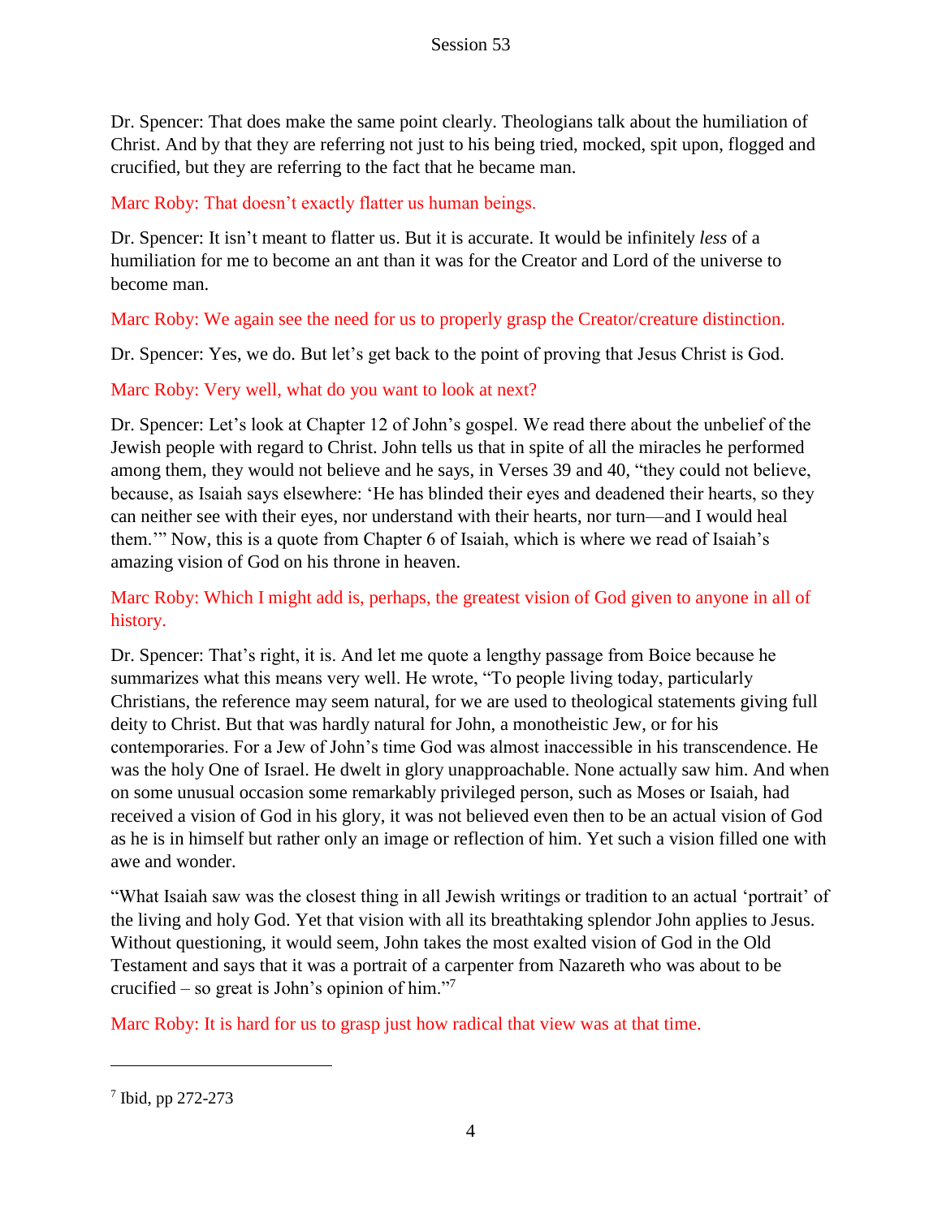Dr. Spencer: That does make the same point clearly. Theologians talk about the humiliation of Christ. And by that they are referring not just to his being tried, mocked, spit upon, flogged and crucified, but they are referring to the fact that he became man.

Marc Roby: That doesn't exactly flatter us human beings.

Dr. Spencer: It isn't meant to flatter us. But it is accurate. It would be infinitely *less* of a humiliation for me to become an ant than it was for the Creator and Lord of the universe to become man.

Marc Roby: We again see the need for us to properly grasp the Creator/creature distinction.

Dr. Spencer: Yes, we do. But let's get back to the point of proving that Jesus Christ is God.

Marc Roby: Very well, what do you want to look at next?

Dr. Spencer: Let's look at Chapter 12 of John's gospel. We read there about the unbelief of the Jewish people with regard to Christ. John tells us that in spite of all the miracles he performed among them, they would not believe and he says, in Verses 39 and 40, "they could not believe, because, as Isaiah says elsewhere: 'He has blinded their eyes and deadened their hearts, so they can neither see with their eyes, nor understand with their hearts, nor turn—and I would heal them.'" Now, this is a quote from Chapter 6 of Isaiah, which is where we read of Isaiah's amazing vision of God on his throne in heaven.

Marc Roby: Which I might add is, perhaps, the greatest vision of God given to anyone in all of history.

Dr. Spencer: That's right, it is. And let me quote a lengthy passage from Boice because he summarizes what this means very well. He wrote, "To people living today, particularly Christians, the reference may seem natural, for we are used to theological statements giving full deity to Christ. But that was hardly natural for John, a monotheistic Jew, or for his contemporaries. For a Jew of John's time God was almost inaccessible in his transcendence. He was the holy One of Israel. He dwelt in glory unapproachable. None actually saw him. And when on some unusual occasion some remarkably privileged person, such as Moses or Isaiah, had received a vision of God in his glory, it was not believed even then to be an actual vision of God as he is in himself but rather only an image or reflection of him. Yet such a vision filled one with awe and wonder.

"What Isaiah saw was the closest thing in all Jewish writings or tradition to an actual 'portrait' of the living and holy God. Yet that vision with all its breathtaking splendor John applies to Jesus. Without questioning, it would seem, John takes the most exalted vision of God in the Old Testament and says that it was a portrait of a carpenter from Nazareth who was about to be crucified – so great is John's opinion of him."[7]

Marc Roby: It is hard for us to grasp just how radical that view was at that time.

---

[7] Ibid, pp 272-273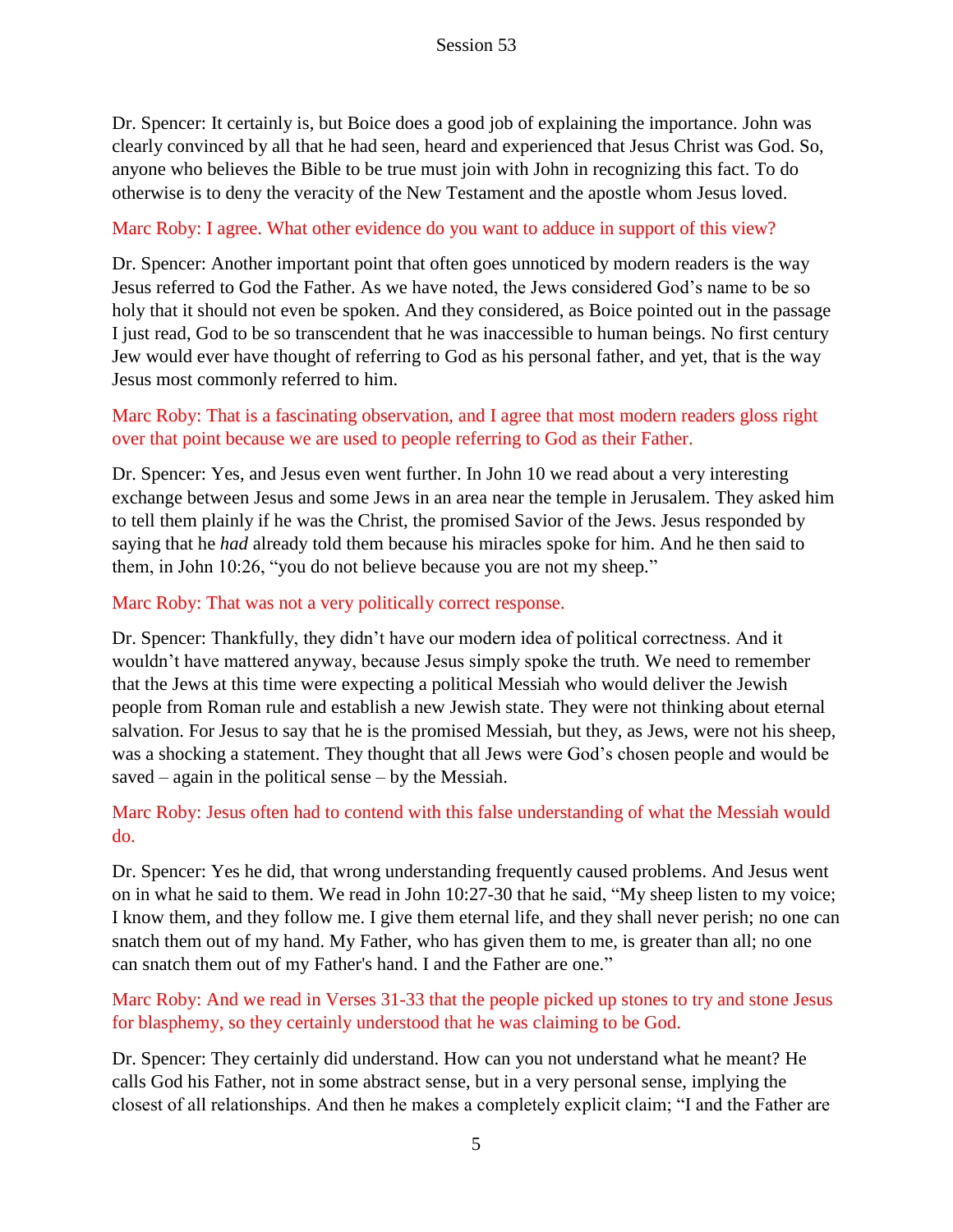Dr. Spencer: It certainly is, but Boice does a good job of explaining the importance. John was clearly convinced by all that he had seen, heard and experienced that Jesus Christ was God. So, anyone who believes the Bible to be true must join with John in recognizing this fact. To do otherwise is to deny the veracity of the New Testament and the apostle whom Jesus loved.

Marc Roby: I agree. What other evidence do you want to adduce in support of this view?

Dr. Spencer: Another important point that often goes unnoticed by modern readers is the way Jesus referred to God the Father. As we have noted, the Jews considered God's name to be so holy that it should not even be spoken. And they considered, as Boice pointed out in the passage I just read, God to be so transcendent that he was inaccessible to human beings. No first century Jew would ever have thought of referring to God as his personal father, and yet, that is the way Jesus most commonly referred to him.

Marc Roby: That is a fascinating observation, and I agree that most modern readers gloss right over that point because we are used to people referring to God as their Father.

Dr. Spencer: Yes, and Jesus even went further. In John 10 we read about a very interesting exchange between Jesus and some Jews in an area near the temple in Jerusalem. They asked him to tell them plainly if he was the Christ, the promised Savior of the Jews. Jesus responded by saying that he *had* already told them because his miracles spoke for him. And he then said to them, in John 10:26, "you do not believe because you are not my sheep."

Marc Roby: That was not a very politically correct response.

Dr. Spencer: Thankfully, they didn't have our modern idea of political correctness. And it wouldn't have mattered anyway, because Jesus simply spoke the truth. We need to remember that the Jews at this time were expecting a political Messiah who would deliver the Jewish people from Roman rule and establish a new Jewish state. They were not thinking about eternal salvation. For Jesus to say that he is the promised Messiah, but they, as Jews, were not his sheep, was a shocking a statement. They thought that all Jews were God's chosen people and would be saved – again in the political sense – by the Messiah.

Marc Roby: Jesus often had to contend with this false understanding of what the Messiah would do.

Dr. Spencer: Yes he did, that wrong understanding frequently caused problems. And Jesus went on in what he said to them. We read in John 10:27-30 that he said, "My sheep listen to my voice; I know them, and they follow me. I give them eternal life, and they shall never perish; no one can snatch them out of my hand. My Father, who has given them to me, is greater than all; no one can snatch them out of my Father's hand. I and the Father are one."

Marc Roby: And we read in Verses 31-33 that the people picked up stones to try and stone Jesus for blasphemy, so they certainly understood that he was claiming to be God.

Dr. Spencer: They certainly did understand. How can you not understand what he meant? He calls God his Father, not in some abstract sense, but in a very personal sense, implying the closest of all relationships. And then he makes a completely explicit claim; "I and the Father are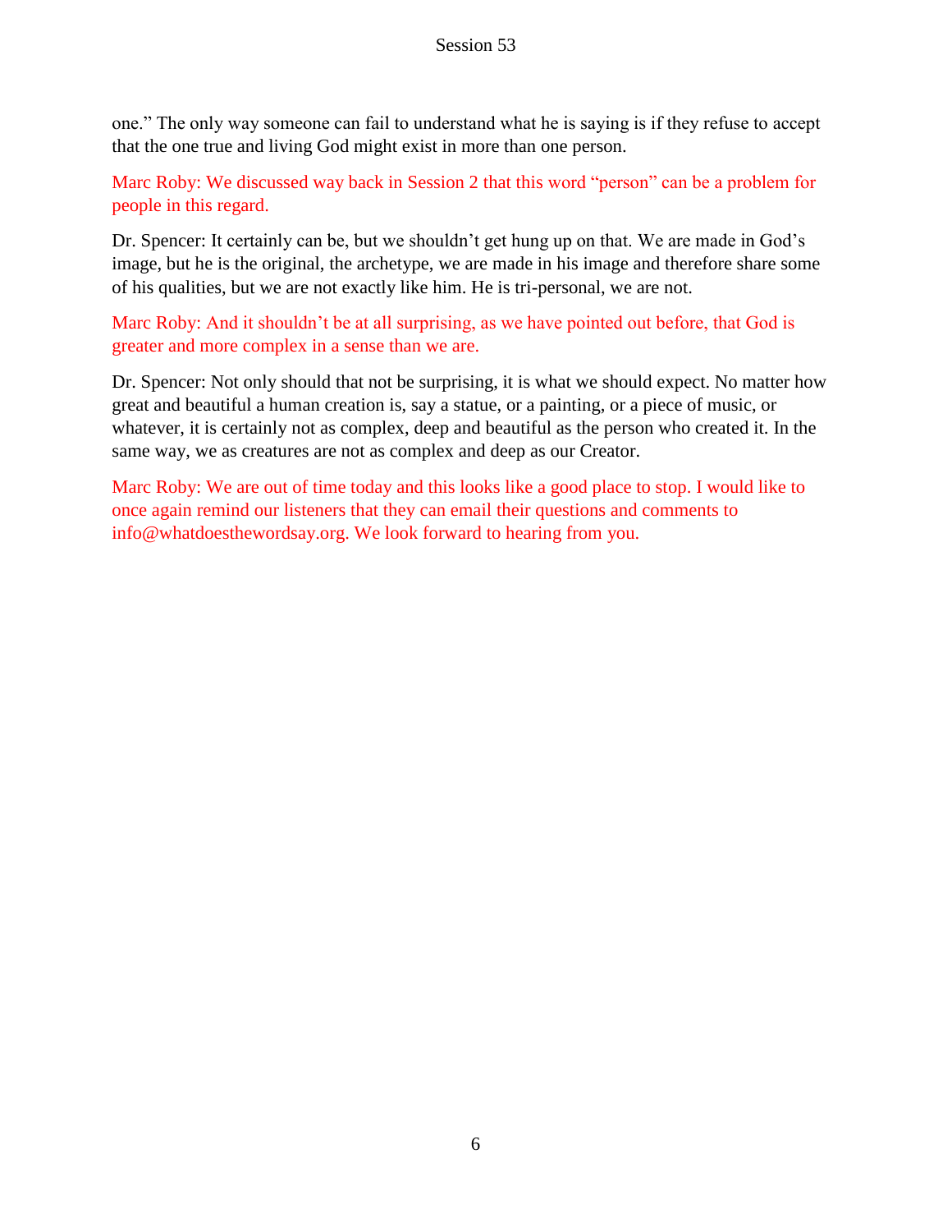one." The only way someone can fail to understand what he is saying is if they refuse to accept that the one true and living God might exist in more than one person.

Marc Roby: We discussed way back in Session 2 that this word "person" can be a problem for people in this regard.

Dr. Spencer: It certainly can be, but we shouldn't get hung up on that. We are made in God's image, but he is the original, the archetype, we are made in his image and therefore share some of his qualities, but we are not exactly like him. He is tri-personal, we are not.

Marc Roby: And it shouldn't be at all surprising, as we have pointed out before, that God is greater and more complex in a sense than we are.

Dr. Spencer: Not only should that not be surprising, it is what we should expect. No matter how great and beautiful a human creation is, say a statue, or a painting, or a piece of music, or whatever, it is certainly not as complex, deep and beautiful as the person who created it. In the same way, we as creatures are not as complex and deep as our Creator.

Marc Roby: We are out of time today and this looks like a good place to stop. I would like to once again remind our listeners that they can email their questions and comments to info@whatdoesthewordsay.org. We look forward to hearing from you.